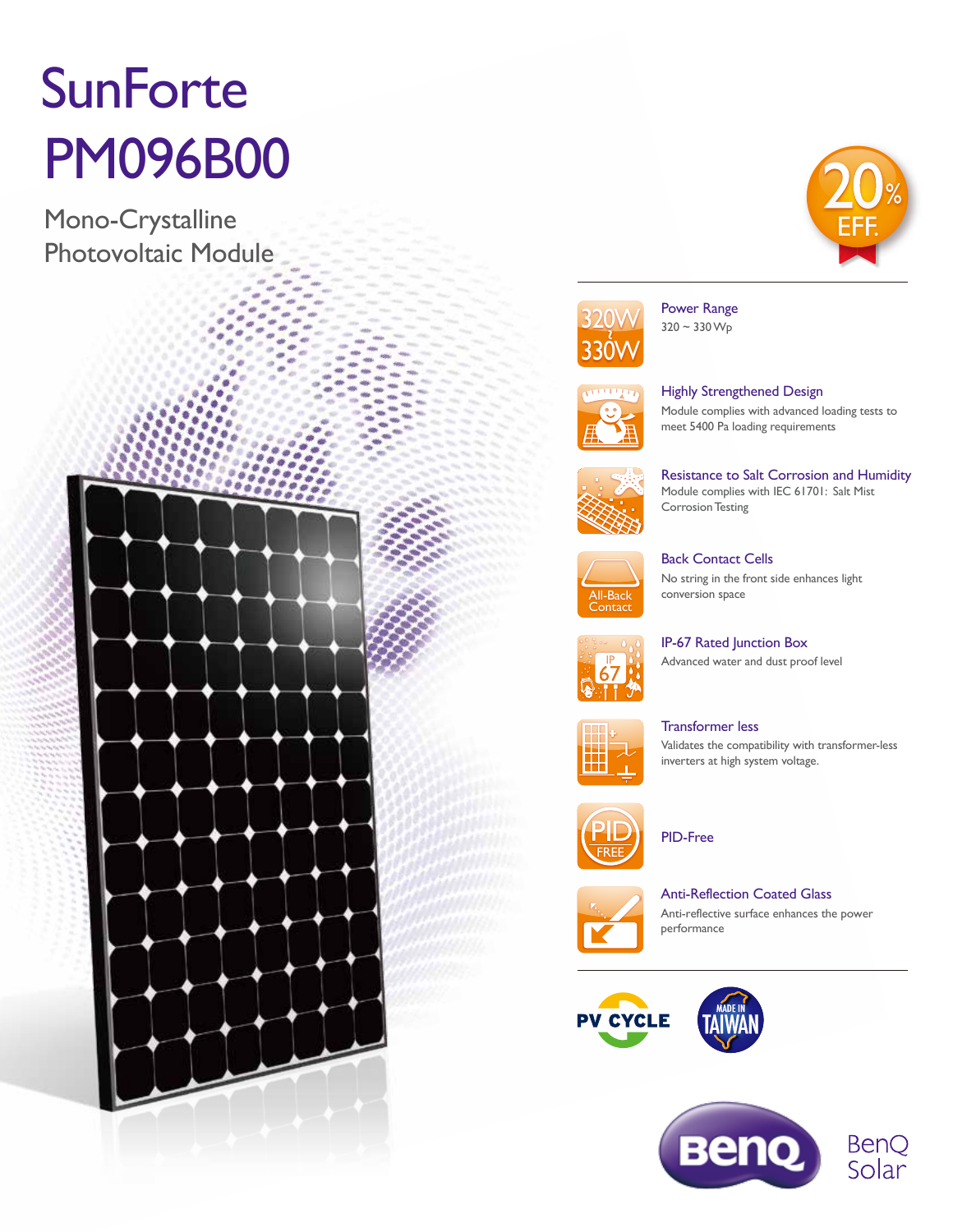# SunForte
# PM096B00

## Mono-Crystalline Photovoltaic Module

20% EFF.

### Power Range
320 ~ 330 Wp

### Highly Strengthened Design
Module complies with advanced loading tests to meet 5400 Pa loading requirements

### Resistance to Salt Corrosion and Humidity
Module complies with IEC 61701: Salt Mist Corrosion Testing

### Back Contact Cells
No string in the front side enhances light conversion space

### IP-67 Rated Junction Box
Advanced water and dust proof level

### Transformer less
Validates the compatibility with transformer-less inverters at high system voltage.

### PID-Free

### Anti-Reflection Coated Glass
Anti-reflective surface enhances the power performance

PV CYCLE

MADE IN TAIWAN

BenQ Solar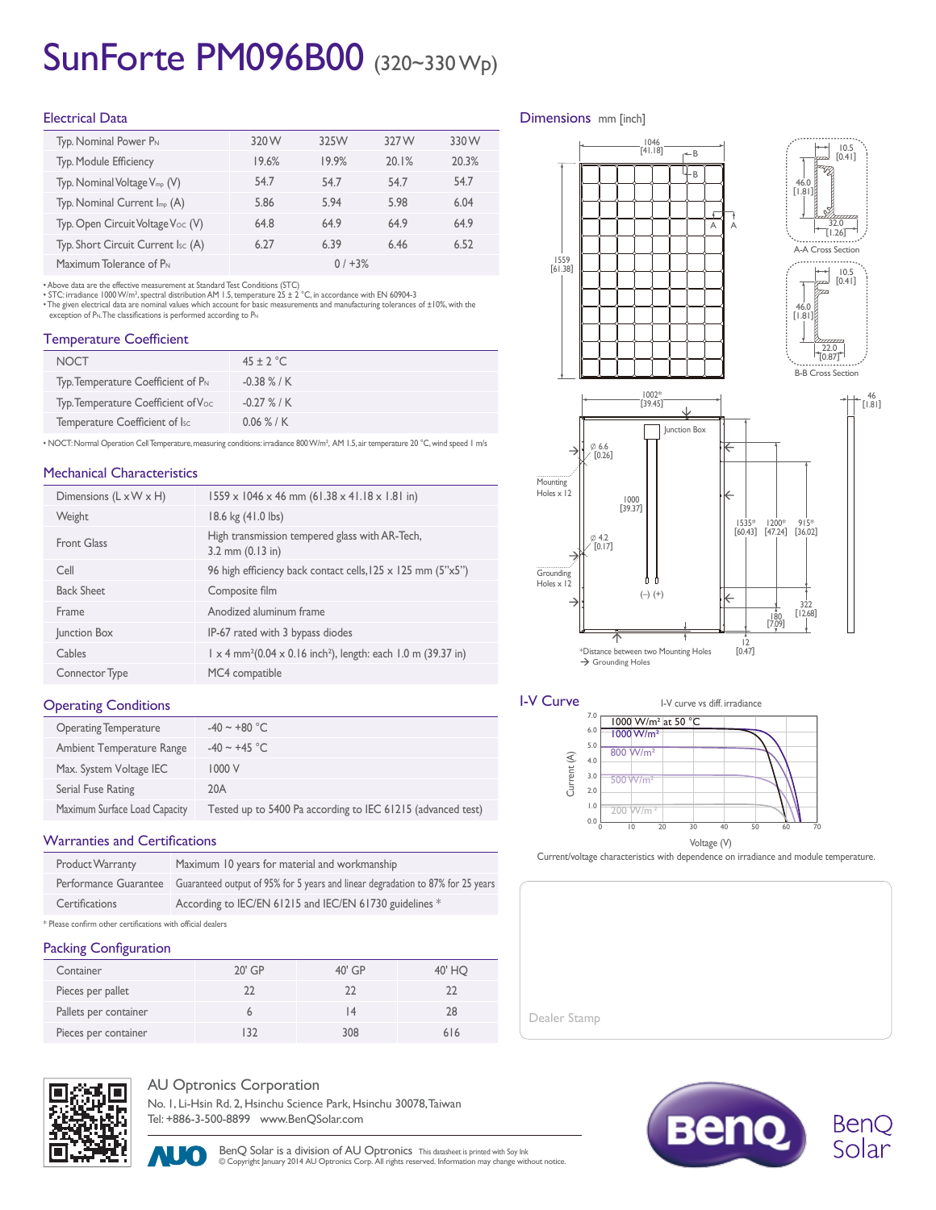# SunForte PM096B00 (320~330 Wp)

## Electrical Data

| | | | | |
|---|---|---|---|---|
| Typ. Nominal Power $P_N$ | 320 W | 325W | 327 W | 330 W |
| Typ. Module Efficiency | 19.6% | 19.9% | 20.1% | 20.3% |
| Typ. Nominal Voltage $V_{mp}$ (V) | 54.7 | 54.7 | 54.7 | 54.7 |
| Typ. Nominal Current $I_{mp}$ (A) | 5.86 | 5.94 | 5.98 | 6.04 |
| Typ. Open Circuit Voltage $V_{OC}$ (V) | 64.8 | 64.9 | 64.9 | 64.9 |
| Typ. Short Circuit Current $I_{SC}$ (A) | 6.27 | 6.39 | 6.46 | 6.52 |
| Maximum Tolerance of $P_N$ | 0 / +3% | | | |

• Above data are the effective measurement at Standard Test Conditions (STC)
• STC: irradiance 1000 W/m², spectral distribution AM 1.5, temperature 25 ± 2 °C, in accordance with EN 60904-3
• The given electrical data are nominal values which account for basic measurements and manufacturing tolerances of ±10%, with the exception of $P_N$. The classifications is performed according to $P_N$

## Temperature Coefficient

| | |
|---|---|
| NOCT | 45 ± 2 °C |
| Typ. Temperature Coefficient of $P_N$ | -0.38 % / K |
| Typ. Temperature Coefficient of $V_{OC}$ | -0.27 % / K |
| Temperature Coefficient of $I_{SC}$ | 0.06 % / K |

• NOCT: Normal Operation Cell Temperature, measuring conditions: irradiance 800 W/m², AM 1.5, air temperature 20 °C, wind speed 1 m/s

## Mechanical Characteristics

| | |
|---|---|
| Dimensions (L x W x H) | 1559 x 1046 x 46 mm (61.38 x 41.18 x 1.81 in) |
| Weight | 18.6 kg (41.0 lbs) |
| Front Glass | High transmission tempered glass with AR-Tech, 3.2 mm (0.13 in) |
| Cell | 96 high efficiency back contact cells, 125 x 125 mm (5"x5") |
| Back Sheet | Composite film |
| Frame | Anodized aluminum frame |
| Junction Box | IP-67 rated with 3 bypass diodes |
| Cables | 1 x 4 mm²(0.04 x 0.16 inch²), length: each 1.0 m (39.37 in) |
| Connector Type | MC4 compatible |

## Operating Conditions

| | |
|---|---|
| Operating Temperature | -40 ~ +80 °C |
| Ambient Temperature Range | -40 ~ +45 °C |
| Max. System Voltage IEC | 1000 V |
| Serial Fuse Rating | 20A |
| Maximum Surface Load Capacity | Tested up to 5400 Pa according to IEC 61215 (advanced test) |

## Warranties and Certifications

| | |
|---|---|
| Product Warranty | Maximum 10 years for material and workmanship |
| Performance Guarantee | Guaranteed output of 95% for 5 years and linear degradation to 87% for 25 years |
| Certifications | According to IEC/EN 61215 and IEC/EN 61730 guidelines * |

* Please confirm other certifications with official dealers

## Packing Configuration

| Container | 20' GP | 40' GP | 40' HQ |
|---|---|---|---|
| Pieces per pallet | 22 | 22 | 22 |
| Pallets per container | 6 | 14 | 28 |
| Pieces per container | 132 | 308 | 616 |

## Dimensions mm [inch]

1046 [41.18]
1559 [61.38]
A-A Cross Section: 10.5 [0.41], 46.0 [1.81], 32.0 [1.26]
B-B Cross Section: 10.5 [0.41], 46.0 [1.81], 22.0 [0.87]
1002* [39.45]
Junction Box
46 [1.81]
⌀ 6.6 [0.26]
Mounting Holes x 12
1000 [39.37]
1535* [60.43] 1200* [47.24] 915* [36.02]
⌀ 4.2 [0.17]
Grounding Holes x 12
(–) (+)
322 [12.68]
180 [7.09]
12 [0.47]
*Distance between two Mounting Holes
→ Grounding Holes

## I-V Curve

I-V curve vs diff. irradiance

1000 W/m² at 50 °C
1000 W/m²
800 W/m²
500 W/m²
200 W/m²

Current (A)
Voltage (V)

Current/voltage characteristics with dependence on irradiance and module temperature.

Dealer Stamp

**AU Optronics Corporation**
No. 1, Li-Hsin Rd. 2, Hsinchu Science Park, Hsinchu 30078, Taiwan
Tel: +886-3-500-8899 www.BenQSolar.com

BenQ Solar is a division of AU Optronics This datasheet is printed with Soy Ink
© Copyright January 2014 AU Optronics Corp. All rights reserved. Information may change without notice.

BenQ Solar